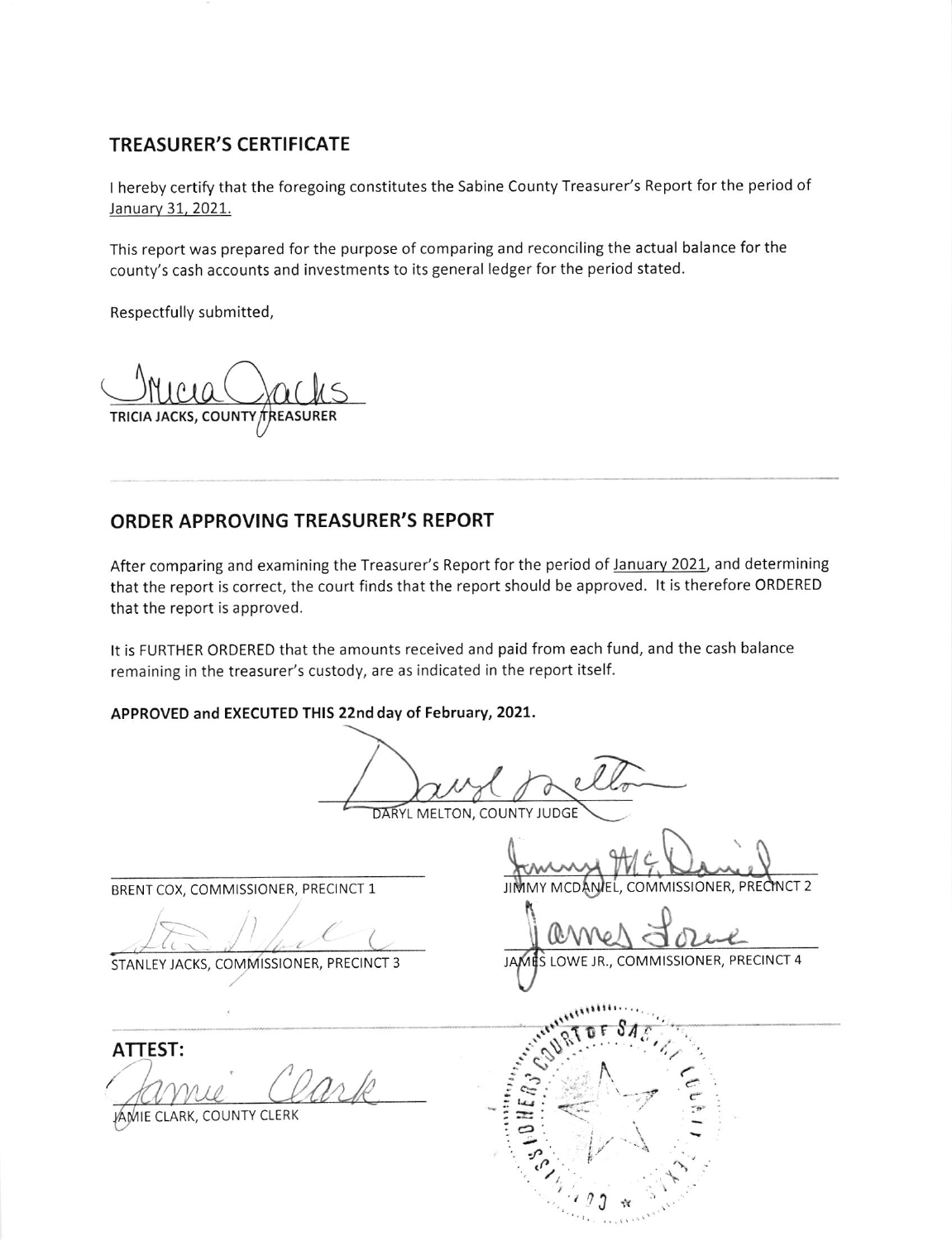## TREASURER'S CERTIFICATE

I hereby certify that the foregoing constitutes the Sabine County Treasurer's Report for the period of January 31, 2021.

This report was prepared for the purpose of comparing and reconciling the actual balance for the county's cash accounts and investments to its general ledger for the period stated.

Respectfully submitted,

TRICIA JACKS, COUNTY TREASURER

---

## ORDER APPROVING TREASURER'S REPORT

After comparing and examining the Treasurer's Report for the period of January 2021, and determining that the report is correct, the court finds that the report should be approved. It is therefore ORDERED that the report is approved.

It is FURTHER ORDERED that the amounts received and paid from each fund, and the cash balance remaining in the treasurer's custody, are as indicated in the report itself.

**APPROVED and EXECUTED THIS 22nd day of February, 2021.**

DARYL MELTON, COUNTY JUDGE

BRENT COX, COMMISSIONER, PRECINCT 1

JIMMY MCDANIEL, COMMISSIONER, PRECINCT 2

STANLEY JACKS, COMMISSIONER, PRECINCT 3

JAMES LOWE JR., COMMISSIONER, PRECINCT 4

**ATTEST:**

JAMIE CLARK, COUNTY CLERK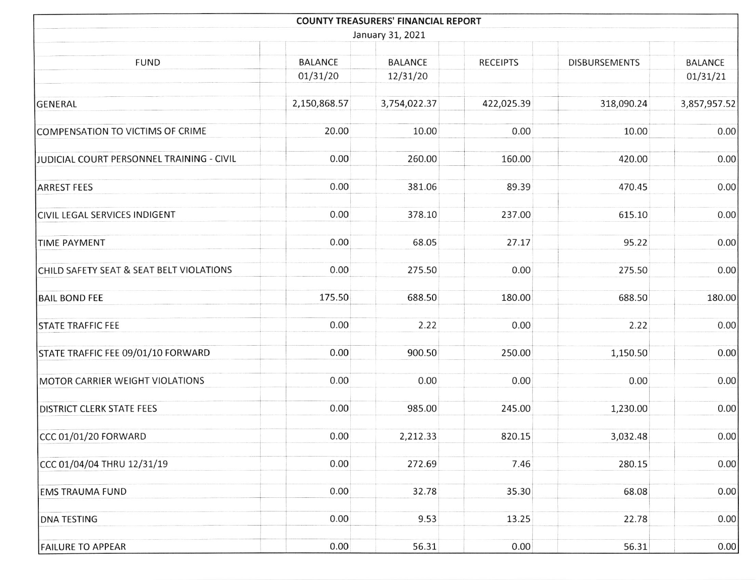**COUNTY TREASURERS' FINANCIAL REPORT**

January 31, 2021

| FUND | BALANCE 01/31/20 | BALANCE 12/31/20 | RECEIPTS | DISBURSEMENTS | BALANCE 01/31/21 |
|---|---|---|---|---|---|
| GENERAL | 2,150,868.57 | 3,754,022.37 | 422,025.39 | 318,090.24 | 3,857,957.52 |
| COMPENSATION TO VICTIMS OF CRIME | 20.00 | 10.00 | 0.00 | 10.00 | 0.00 |
| JUDICIAL COURT PERSONNEL TRAINING - CIVIL | 0.00 | 260.00 | 160.00 | 420.00 | 0.00 |
| ARREST FEES | 0.00 | 381.06 | 89.39 | 470.45 | 0.00 |
| CIVIL LEGAL SERVICES INDIGENT | 0.00 | 378.10 | 237.00 | 615.10 | 0.00 |
| TIME PAYMENT | 0.00 | 68.05 | 27.17 | 95.22 | 0.00 |
| CHILD SAFETY SEAT & SEAT BELT VIOLATIONS | 0.00 | 275.50 | 0.00 | 275.50 | 0.00 |
| BAIL BOND FEE | 175.50 | 688.50 | 180.00 | 688.50 | 180.00 |
| STATE TRAFFIC FEE | 0.00 | 2.22 | 0.00 | 2.22 | 0.00 |
| STATE TRAFFIC FEE 09/01/10 FORWARD | 0.00 | 900.50 | 250.00 | 1,150.50 | 0.00 |
| MOTOR CARRIER WEIGHT VIOLATIONS | 0.00 | 0.00 | 0.00 | 0.00 | 0.00 |
| DISTRICT CLERK STATE FEES | 0.00 | 985.00 | 245.00 | 1,230.00 | 0.00 |
| CCC 01/01/20 FORWARD | 0.00 | 2,212.33 | 820.15 | 3,032.48 | 0.00 |
| CCC 01/04/04 THRU 12/31/19 | 0.00 | 272.69 | 7.46 | 280.15 | 0.00 |
| EMS TRAUMA FUND | 0.00 | 32.78 | 35.30 | 68.08 | 0.00 |
| DNA TESTING | 0.00 | 9.53 | 13.25 | 22.78 | 0.00 |
| FAILURE TO APPEAR | 0.00 | 56.31 | 0.00 | 56.31 | 0.00 |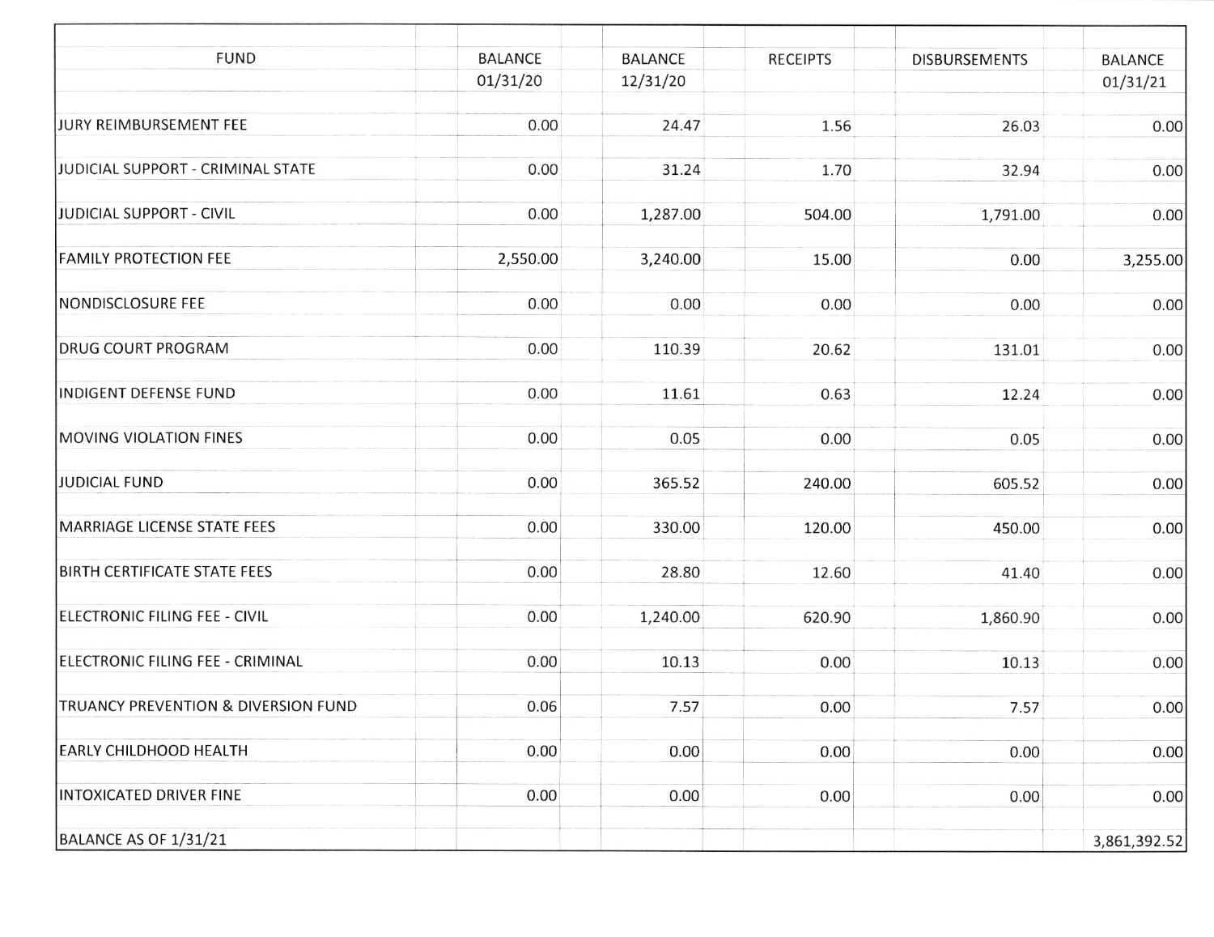| FUND | BALANCE 01/31/20 | BALANCE 12/31/20 | RECEIPTS | DISBURSEMENTS | BALANCE 01/31/21 |
|---|---|---|---|---|---|
| JURY REIMBURSEMENT FEE | 0.00 | 24.47 | 1.56 | 26.03 | 0.00 |
| JUDICIAL SUPPORT - CRIMINAL STATE | 0.00 | 31.24 | 1.70 | 32.94 | 0.00 |
| JUDICIAL SUPPORT - CIVIL | 0.00 | 1,287.00 | 504.00 | 1,791.00 | 0.00 |
| FAMILY PROTECTION FEE | 2,550.00 | 3,240.00 | 15.00 | 0.00 | 3,255.00 |
| NONDISCLOSURE FEE | 0.00 | 0.00 | 0.00 | 0.00 | 0.00 |
| DRUG COURT PROGRAM | 0.00 | 110.39 | 20.62 | 131.01 | 0.00 |
| INDIGENT DEFENSE FUND | 0.00 | 11.61 | 0.63 | 12.24 | 0.00 |
| MOVING VIOLATION FINES | 0.00 | 0.05 | 0.00 | 0.05 | 0.00 |
| JUDICIAL FUND | 0.00 | 365.52 | 240.00 | 605.52 | 0.00 |
| MARRIAGE LICENSE STATE FEES | 0.00 | 330.00 | 120.00 | 450.00 | 0.00 |
| BIRTH CERTIFICATE STATE FEES | 0.00 | 28.80 | 12.60 | 41.40 | 0.00 |
| ELECTRONIC FILING FEE - CIVIL | 0.00 | 1,240.00 | 620.90 | 1,860.90 | 0.00 |
| ELECTRONIC FILING FEE - CRIMINAL | 0.00 | 10.13 | 0.00 | 10.13 | 0.00 |
| TRUANCY PREVENTION & DIVERSION FUND | 0.06 | 7.57 | 0.00 | 7.57 | 0.00 |
| EARLY CHILDHOOD HEALTH | 0.00 | 0.00 | 0.00 | 0.00 | 0.00 |
| INTOXICATED DRIVER FINE | 0.00 | 0.00 | 0.00 | 0.00 | 0.00 |
| BALANCE AS OF 1/31/21 | | | | | 3,861,392.52 |